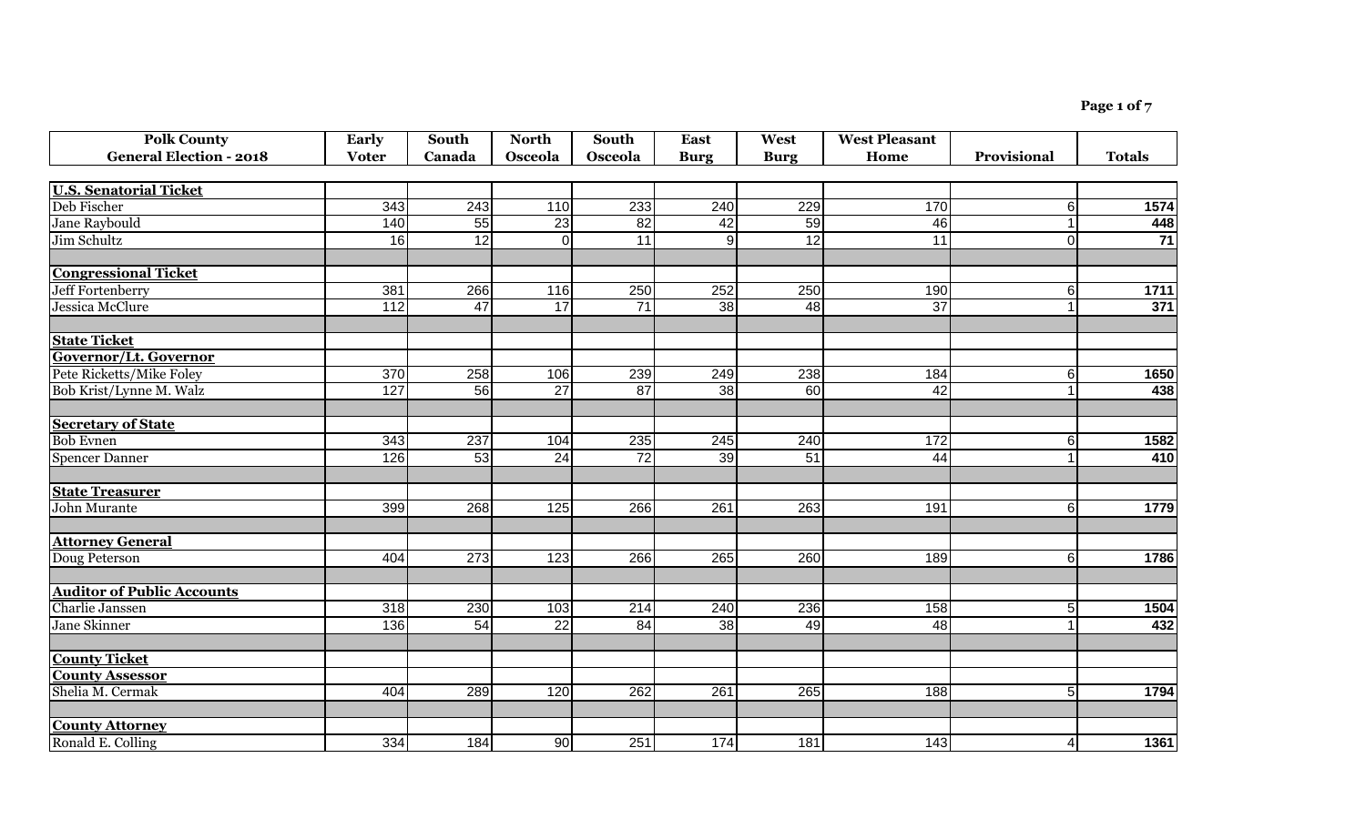| Polk County General Election - 2018 | Early Voter | South Canada | North Osceola | South Osceola | East Burg | West Burg | West Pleasant Home | Provisional | Totals |
|---|---|---|---|---|---|---|---|---|---|
| **U.S. Senatorial Ticket** | | | | | | | | | |
| Deb Fischer | 343 | 243 | 110 | 233 | 240 | 229 | 170 | 6 | **1574** |
| Jane Raybould | 140 | 55 | 23 | 82 | 42 | 59 | 46 | 1 | **448** |
| Jim Schultz | 16 | 12 | 0 | 11 | 9 | 12 | 11 | 0 | **71** |
| | | | | | | | | | |
| **Congressional Ticket** | | | | | | | | | |
| Jeff Fortenberry | 381 | 266 | 116 | 250 | 252 | 250 | 190 | 6 | **1711** |
| Jessica McClure | 112 | 47 | 17 | 71 | 38 | 48 | 37 | 1 | **371** |
| | | | | | | | | | |
| **State Ticket** | | | | | | | | | |
| **Governor/Lt. Governor** | | | | | | | | | |
| Pete Ricketts/Mike Foley | 370 | 258 | 106 | 239 | 249 | 238 | 184 | 6 | **1650** |
| Bob Krist/Lynne M. Walz | 127 | 56 | 27 | 87 | 38 | 60 | 42 | 1 | **438** |
| | | | | | | | | | |
| **Secretary of State** | | | | | | | | | |
| Bob Evnen | 343 | 237 | 104 | 235 | 245 | 240 | 172 | 6 | **1582** |
| Spencer Danner | 126 | 53 | 24 | 72 | 39 | 51 | 44 | 1 | **410** |
| | | | | | | | | | |
| **State Treasurer** | | | | | | | | | |
| John Murante | 399 | 268 | 125 | 266 | 261 | 263 | 191 | 6 | **1779** |
| | | | | | | | | | |
| **Attorney General** | | | | | | | | | |
| Doug Peterson | 404 | 273 | 123 | 266 | 265 | 260 | 189 | 6 | **1786** |
| | | | | | | | | | |
| **Auditor of Public Accounts** | | | | | | | | | |
| Charlie Janssen | 318 | 230 | 103 | 214 | 240 | 236 | 158 | 5 | **1504** |
| Jane Skinner | 136 | 54 | 22 | 84 | 38 | 49 | 48 | 1 | **432** |
| | | | | | | | | | |
| **County Ticket** | | | | | | | | | |
| **County Assessor** | | | | | | | | | |
| Shelia M. Cermak | 404 | 289 | 120 | 262 | 261 | 265 | 188 | 5 | **1794** |
| | | | | | | | | | |
| **County Attorney** | | | | | | | | | |
| Ronald E. Colling | 334 | 184 | 90 | 251 | 174 | 181 | 143 | 4 | **1361** |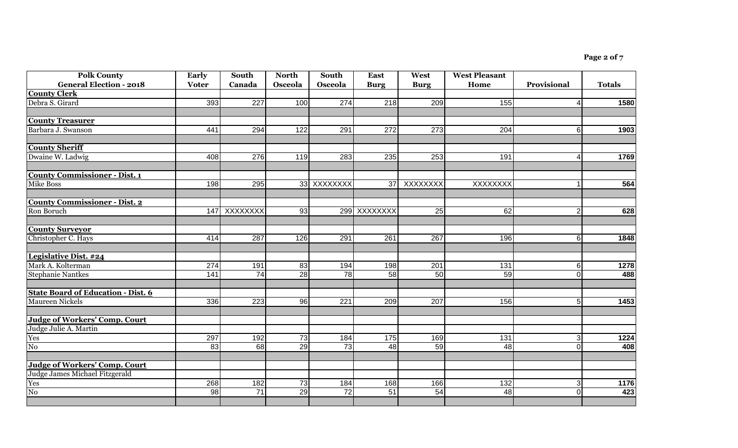| Polk County General Election - 2018 | Early Voter | South Canada | North Osceola | South Osceola | East Burg | West Burg | West Pleasant Home | Provisional | Totals |
|---|---|---|---|---|---|---|---|---|---|
| **County Clerk** | | | | | | | | | |
| Debra S. Girard | 393 | 227 | 100 | 274 | 218 | 209 | 155 | 4 | **1580** |
| | | | | | | | | | |
| **County Treasurer** | | | | | | | | | |
| Barbara J. Swanson | 441 | 294 | 122 | 291 | 272 | 273 | 204 | 6 | **1903** |
| | | | | | | | | | |
| **County Sheriff** | | | | | | | | | |
| Dwaine W. Ladwig | 408 | 276 | 119 | 283 | 235 | 253 | 191 | 4 | **1769** |
| | | | | | | | | | |
| **County Commissioner - Dist. 1** | | | | | | | | | |
| Mike Boss | 198 | 295 | 33 | XXXXXXXX | 37 | XXXXXXXX | XXXXXXXX | 1 | **564** |
| | | | | | | | | | |
| **County Commissioner - Dist. 2** | | | | | | | | | |
| Ron Boruch | 147 | XXXXXXXX | 93 | 299 | XXXXXXXX | 25 | 62 | 2 | **628** |
| | | | | | | | | | |
| **County Surveyor** | | | | | | | | | |
| Christopher C. Hays | 414 | 287 | 126 | 291 | 261 | 267 | 196 | 6 | **1848** |
| | | | | | | | | | |
| **Legislative Dist. #24** | | | | | | | | | |
| Mark A. Kolterman | 274 | 191 | 83 | 194 | 198 | 201 | 131 | 6 | **1278** |
| Stephanie Nantkes | 141 | 74 | 28 | 78 | 58 | 50 | 59 | 0 | **488** |
| | | | | | | | | | |
| **State Board of Education - Dist. 6** | | | | | | | | | |
| Maureen Nickels | 336 | 223 | 96 | 221 | 209 | 207 | 156 | 5 | **1453** |
| | | | | | | | | | |
| **Judge of Workers' Comp. Court** | | | | | | | | | |
| Judge Julie A. Martin | | | | | | | | | |
| Yes | 297 | 192 | 73 | 184 | 175 | 169 | 131 | 3 | **1224** |
| No | 83 | 68 | 29 | 73 | 48 | 59 | 48 | 0 | **408** |
| | | | | | | | | | |
| **Judge of Workers' Comp. Court** | | | | | | | | | |
| Judge James Michael Fitzgerald | | | | | | | | | |
| Yes | 268 | 182 | 73 | 184 | 168 | 166 | 132 | 3 | **1176** |
| No | 98 | 71 | 29 | 72 | 51 | 54 | 48 | 0 | **423** |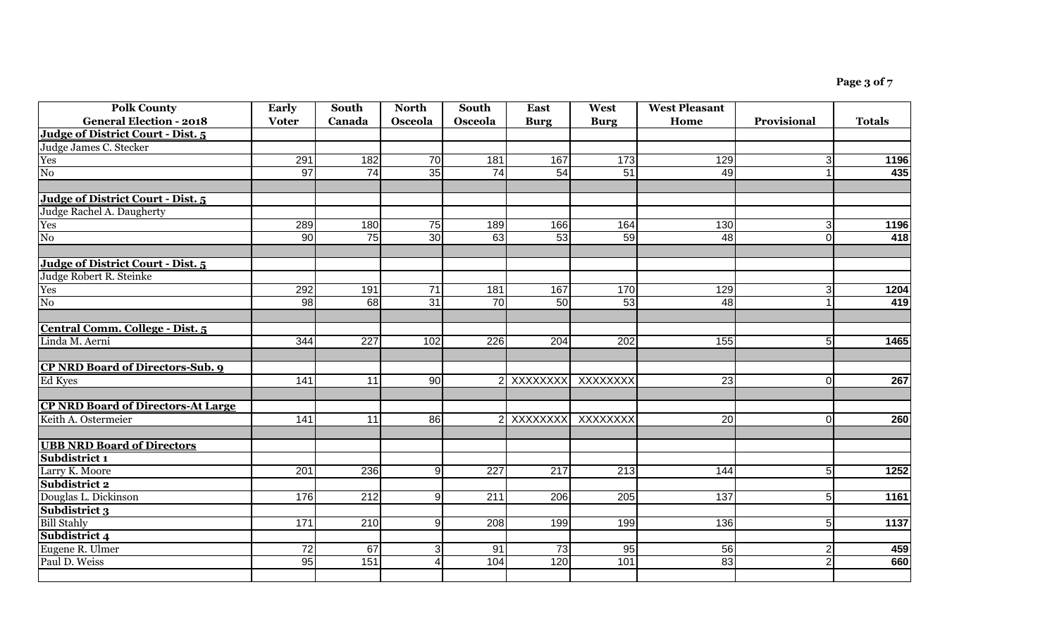| Polk County General Election - 2018 | Early Voter | South Canada | North Osceola | South Osceola | East Burg | West Burg | West Pleasant Home | Provisional | Totals |
|---|---|---|---|---|---|---|---|---|---|
| **Judge of District Court - Dist. 5** | | | | | | | | | |
| Judge James C. Stecker | | | | | | | | | |
| Yes | 291 | 182 | 70 | 181 | 167 | 173 | 129 | 3 | **1196** |
| No | 97 | 74 | 35 | 74 | 54 | 51 | 49 | 1 | **435** |
| | | | | | | | | | |
| **Judge of District Court - Dist. 5** | | | | | | | | | |
| Judge Rachel A. Daugherty | | | | | | | | | |
| Yes | 289 | 180 | 75 | 189 | 166 | 164 | 130 | 3 | **1196** |
| No | 90 | 75 | 30 | 63 | 53 | 59 | 48 | 0 | **418** |
| | | | | | | | | | |
| **Judge of District Court - Dist. 5** | | | | | | | | | |
| Judge Robert R. Steinke | | | | | | | | | |
| Yes | 292 | 191 | 71 | 181 | 167 | 170 | 129 | 3 | **1204** |
| No | 98 | 68 | 31 | 70 | 50 | 53 | 48 | 1 | **419** |
| | | | | | | | | | |
| **Central Comm. College - Dist. 5** | | | | | | | | | |
| Linda M. Aerni | 344 | 227 | 102 | 226 | 204 | 202 | 155 | 5 | **1465** |
| | | | | | | | | | |
| **CP NRD Board of Directors-Sub. 9** | | | | | | | | | |
| Ed Kyes | 141 | 11 | 90 | 2 | XXXXXXXX | XXXXXXXX | 23 | 0 | **267** |
| | | | | | | | | | |
| **CP NRD Board of Directors-At Large** | | | | | | | | | |
| Keith A. Ostermeier | 141 | 11 | 86 | 2 | XXXXXXXX | XXXXXXXX | 20 | 0 | **260** |
| | | | | | | | | | |
| **UBB NRD Board of Directors** | | | | | | | | | |
| **Subdistrict 1** | | | | | | | | | |
| Larry K. Moore | 201 | 236 | 9 | 227 | 217 | 213 | 144 | 5 | **1252** |
| **Subdistrict 2** | | | | | | | | | |
| Douglas L. Dickinson | 176 | 212 | 9 | 211 | 206 | 205 | 137 | 5 | **1161** |
| **Subdistrict 3** | | | | | | | | | |
| Bill Stahly | 171 | 210 | 9 | 208 | 199 | 199 | 136 | 5 | **1137** |
| **Subdistrict 4** | | | | | | | | | |
| Eugene R. Ulmer | 72 | 67 | 3 | 91 | 73 | 95 | 56 | 2 | **459** |
| Paul D. Weiss | 95 | 151 | 4 | 104 | 120 | 101 | 83 | 2 | **660** |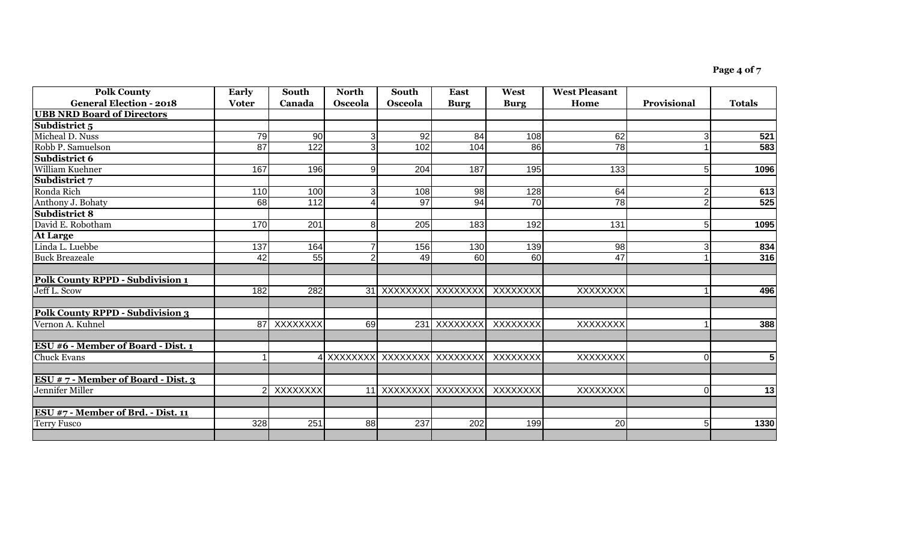| Polk County General Election - 2018 | Early Voter | South Canada | North Osceola | South Osceola | East Burg | West Burg | West Pleasant Home | Provisional | Totals |
|---|---|---|---|---|---|---|---|---|---|
| **UBB NRD Board of Directors** | | | | | | | | | |
| **Subdistrict 5** | | | | | | | | | |
| Micheal D. Nuss | 79 | 90 | 3 | 92 | 84 | 108 | 62 | 3 | **521** |
| Robb P. Samuelson | 87 | 122 | 3 | 102 | 104 | 86 | 78 | 1 | **583** |
| **Subdistrict 6** | | | | | | | | | |
| William Kuehner | 167 | 196 | 9 | 204 | 187 | 195 | 133 | 5 | **1096** |
| **Subdistrict 7** | | | | | | | | | |
| Ronda Rich | 110 | 100 | 3 | 108 | 98 | 128 | 64 | 2 | **613** |
| Anthony J. Bohaty | 68 | 112 | 4 | 97 | 94 | 70 | 78 | 2 | **525** |
| **Subdistrict 8** | | | | | | | | | |
| David E. Robotham | 170 | 201 | 8 | 205 | 183 | 192 | 131 | 5 | **1095** |
| **At Large** | | | | | | | | | |
| Linda L. Luebbe | 137 | 164 | 7 | 156 | 130 | 139 | 98 | 3 | **834** |
| Buck Breazeale | 42 | 55 | 2 | 49 | 60 | 60 | 47 | 1 | **316** |
| | | | | | | | | | |
| **Polk County RPPD - Subdivision 1** | | | | | | | | | |
| Jeff L. Scow | 182 | 282 | 31 | XXXXXXXX | XXXXXXXX | XXXXXXXX | XXXXXXXX | 1 | **496** |
| | | | | | | | | | |
| **Polk County RPPD - Subdivision 3** | | | | | | | | | |
| Vernon A. Kuhnel | 87 | XXXXXXXX | 69 | 231 | XXXXXXXX | XXXXXXXX | XXXXXXXX | 1 | **388** |
| | | | | | | | | | |
| **ESU #6 - Member of Board - Dist. 1** | | | | | | | | | |
| Chuck Evans | 1 | 4 | XXXXXXXX | XXXXXXXX | XXXXXXXX | XXXXXXXX | XXXXXXXX | 0 | **5** |
| | | | | | | | | | |
| **ESU # 7 - Member of Board - Dist. 3** | | | | | | | | | |
| Jennifer Miller | 2 | XXXXXXXX | 11 | XXXXXXXX | XXXXXXXX | XXXXXXXX | XXXXXXXX | 0 | **13** |
| | | | | | | | | | |
| **ESU #7 - Member of Brd. - Dist. 11** | | | | | | | | | |
| Terry Fusco | 328 | 251 | 88 | 237 | 202 | 199 | 20 | 5 | **1330** |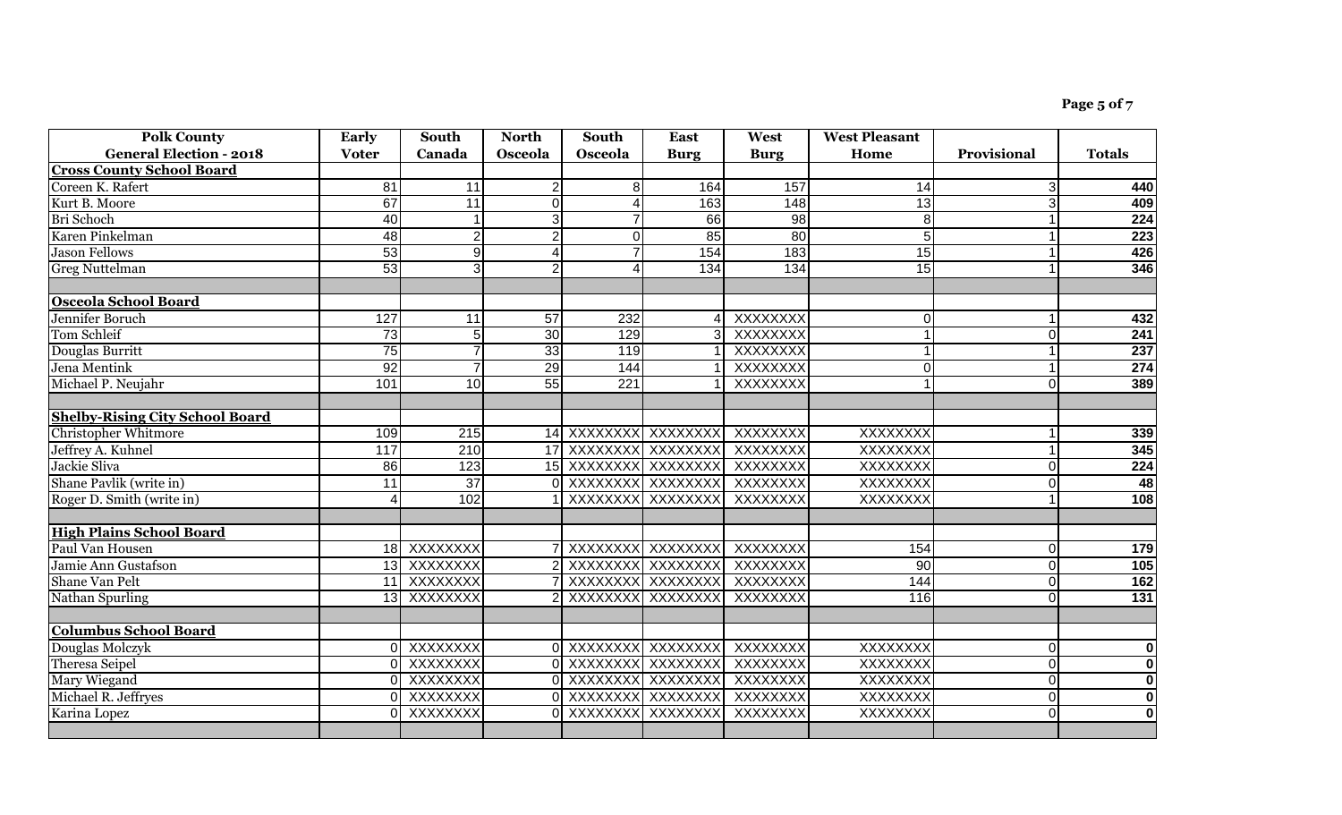| Polk County General Election - 2018 | Early Voter | South Canada | North Osceola | South Osceola | East Burg | West Burg | West Pleasant Home | Provisional | Totals |
|---|---|---|---|---|---|---|---|---|---|
| **Cross County School Board** | | | | | | | | | |
| Coreen K. Rafert | 81 | 11 | 2 | 8 | 164 | 157 | 14 | 3 | **440** |
| Kurt B. Moore | 67 | 11 | 0 | 4 | 163 | 148 | 13 | 3 | **409** |
| Bri Schoch | 40 | 1 | 3 | 7 | 66 | 98 | 8 | 1 | **224** |
| Karen Pinkelman | 48 | 2 | 2 | 0 | 85 | 80 | 5 | 1 | **223** |
| Jason Fellows | 53 | 9 | 4 | 7 | 154 | 183 | 15 | 1 | **426** |
| Greg Nuttelman | 53 | 3 | 2 | 4 | 134 | 134 | 15 | 1 | **346** |
| | | | | | | | | | |
| **Osceola School Board** | | | | | | | | | |
| Jennifer Boruch | 127 | 11 | 57 | 232 | 4 | XXXXXXXX | 0 | 1 | **432** |
| Tom Schleif | 73 | 5 | 30 | 129 | 3 | XXXXXXXX | 1 | 0 | **241** |
| Douglas Burritt | 75 | 7 | 33 | 119 | 1 | XXXXXXXX | 1 | 1 | **237** |
| Jena Mentink | 92 | 7 | 29 | 144 | 1 | XXXXXXXX | 0 | 1 | **274** |
| Michael P. Neujahr | 101 | 10 | 55 | 221 | 1 | XXXXXXXX | 1 | 0 | **389** |
| | | | | | | | | | |
| **Shelby-Rising City School Board** | | | | | | | | | |
| Christopher Whitmore | 109 | 215 | 14 | XXXXXXXX | XXXXXXXX | XXXXXXXX | XXXXXXXX | 1 | **339** |
| Jeffrey A. Kuhnel | 117 | 210 | 17 | XXXXXXXX | XXXXXXXX | XXXXXXXX | XXXXXXXX | 1 | **345** |
| Jackie Sliva | 86 | 123 | 15 | XXXXXXXX | XXXXXXXX | XXXXXXXX | XXXXXXXX | 0 | **224** |
| Shane Pavlik (write in) | 11 | 37 | 0 | XXXXXXXX | XXXXXXXX | XXXXXXXX | XXXXXXXX | 0 | **48** |
| Roger D. Smith (write in) | 4 | 102 | 1 | XXXXXXXX | XXXXXXXX | XXXXXXXX | XXXXXXXX | 1 | **108** |
| | | | | | | | | | |
| **High Plains School Board** | | | | | | | | | |
| Paul Van Housen | 18 | XXXXXXXX | 7 | XXXXXXXX | XXXXXXXX | XXXXXXXX | 154 | 0 | **179** |
| Jamie Ann Gustafson | 13 | XXXXXXXX | 2 | XXXXXXXX | XXXXXXXX | XXXXXXXX | 90 | 0 | **105** |
| Shane Van Pelt | 11 | XXXXXXXX | 7 | XXXXXXXX | XXXXXXXX | XXXXXXXX | 144 | 0 | **162** |
| Nathan Spurling | 13 | XXXXXXXX | 2 | XXXXXXXX | XXXXXXXX | XXXXXXXX | 116 | 0 | **131** |
| | | | | | | | | | |
| **Columbus School Board** | | | | | | | | | |
| Douglas Molczyk | 0 | XXXXXXXX | 0 | XXXXXXXX | XXXXXXXX | XXXXXXXX | XXXXXXXX | 0 | **0** |
| Theresa Seipel | 0 | XXXXXXXX | 0 | XXXXXXXX | XXXXXXXX | XXXXXXXX | XXXXXXXX | 0 | **0** |
| Mary Wiegand | 0 | XXXXXXXX | 0 | XXXXXXXX | XXXXXXXX | XXXXXXXX | XXXXXXXX | 0 | **0** |
| Michael R. Jeffryes | 0 | XXXXXXXX | 0 | XXXXXXXX | XXXXXXXX | XXXXXXXX | XXXXXXXX | 0 | **0** |
| Karina Lopez | 0 | XXXXXXXX | 0 | XXXXXXXX | XXXXXXXX | XXXXXXXX | XXXXXXXX | 0 | **0** |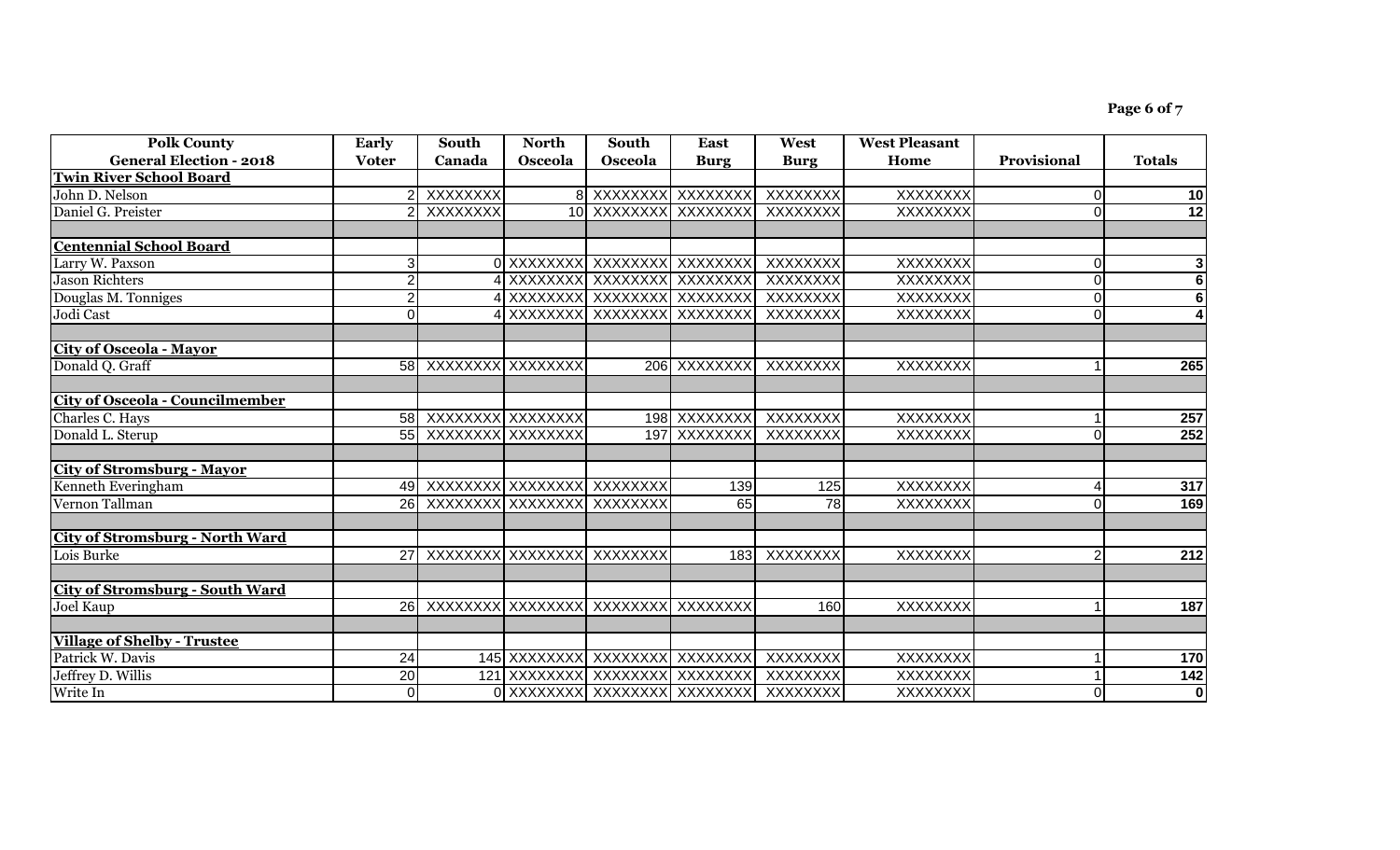| Polk County General Election - 2018 | Early Voter | South Canada | North Osceola | South Osceola | East Burg | West Burg | West Pleasant Home | Provisional | Totals |
|---|---|---|---|---|---|---|---|---|---|
| **Twin River School Board** | | | | | | | | | |
| John D. Nelson | 2 | XXXXXXXX | 8 | XXXXXXXX | XXXXXXXX | XXXXXXXX | XXXXXXXX | 0 | **10** |
| Daniel G. Preister | 2 | XXXXXXXX | 10 | XXXXXXXX | XXXXXXXX | XXXXXXXX | XXXXXXXX | 0 | **12** |
| | | | | | | | | | |
| **Centennial School Board** | | | | | | | | | |
| Larry W. Paxson | 3 | 0 | XXXXXXXX | XXXXXXXX | XXXXXXXX | XXXXXXXX | XXXXXXXX | 0 | **3** |
| Jason Richters | 2 | 4 | XXXXXXXX | XXXXXXXX | XXXXXXXX | XXXXXXXX | XXXXXXXX | 0 | **6** |
| Douglas M. Tonniges | 2 | 4 | XXXXXXXX | XXXXXXXX | XXXXXXXX | XXXXXXXX | XXXXXXXX | 0 | **6** |
| Jodi Cast | 0 | 4 | XXXXXXXX | XXXXXXXX | XXXXXXXX | XXXXXXXX | XXXXXXXX | 0 | **4** |
| | | | | | | | | | |
| **City of Osceola - Mayor** | | | | | | | | | |
| Donald Q. Graff | 58 | XXXXXXXX | XXXXXXXX | 206 | XXXXXXXX | XXXXXXXX | XXXXXXXX | 1 | **265** |
| | | | | | | | | | |
| **City of Osceola - Councilmember** | | | | | | | | | |
| Charles C. Hays | 58 | XXXXXXXX | XXXXXXXX | 198 | XXXXXXXX | XXXXXXXX | XXXXXXXX | 1 | **257** |
| Donald L. Sterup | 55 | XXXXXXXX | XXXXXXXX | 197 | XXXXXXXX | XXXXXXXX | XXXXXXXX | 0 | **252** |
| | | | | | | | | | |
| **City of Stromsburg - Mayor** | | | | | | | | | |
| Kenneth Everingham | 49 | XXXXXXXX | XXXXXXXX | XXXXXXXX | 139 | 125 | XXXXXXXX | 4 | **317** |
| Vernon Tallman | 26 | XXXXXXXX | XXXXXXXX | XXXXXXXX | 65 | 78 | XXXXXXXX | 0 | **169** |
| | | | | | | | | | |
| **City of Stromsburg - North Ward** | | | | | | | | | |
| Lois Burke | 27 | XXXXXXXX | XXXXXXXX | XXXXXXXX | 183 | XXXXXXXX | XXXXXXXX | 2 | **212** |
| | | | | | | | | | |
| **City of Stromsburg - South Ward** | | | | | | | | | |
| Joel Kaup | 26 | XXXXXXXX | XXXXXXXX | XXXXXXXX | XXXXXXXX | 160 | XXXXXXXX | 1 | **187** |
| | | | | | | | | | |
| **Village of Shelby - Trustee** | | | | | | | | | |
| Patrick W. Davis | 24 | 145 | XXXXXXXX | XXXXXXXX | XXXXXXXX | XXXXXXXX | XXXXXXXX | 1 | **170** |
| Jeffrey D. Willis | 20 | 121 | XXXXXXXX | XXXXXXXX | XXXXXXXX | XXXXXXXX | XXXXXXXX | 1 | **142** |
| Write In | 0 | 0 | XXXXXXXX | XXXXXXXX | XXXXXXXX | XXXXXXXX | XXXXXXXX | 0 | **0** |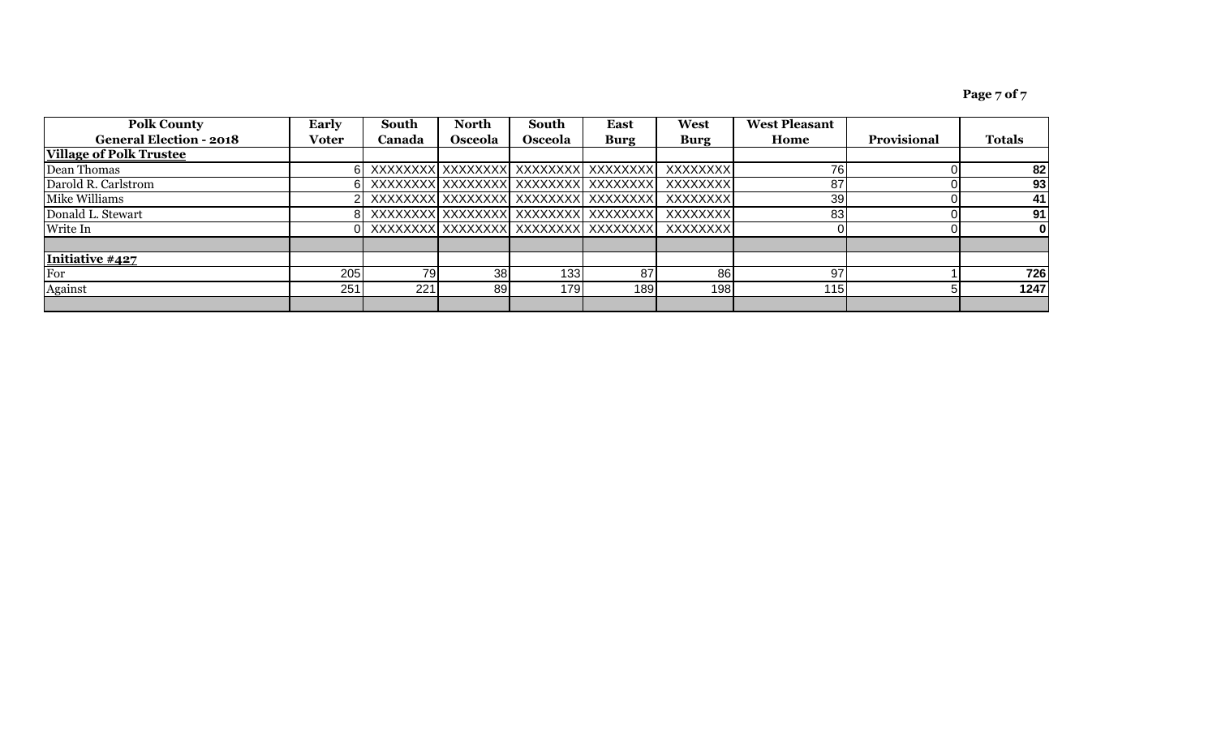| Polk County General Election - 2018 | Early Voter | South Canada | North Osceola | South Osceola | East Burg | West Burg | West Pleasant Home | Provisional | Totals |
|---|---|---|---|---|---|---|---|---|---|
| **Village of Polk Trustee** | | | | | | | | | |
| Dean Thomas | 6 | XXXXXXXX | XXXXXXXX | XXXXXXXX | XXXXXXXX | XXXXXXXX | 76 | 0 | **82** |
| Darold R. Carlstrom | 6 | XXXXXXXX | XXXXXXXX | XXXXXXXX | XXXXXXXX | XXXXXXXX | 87 | 0 | **93** |
| Mike Williams | 2 | XXXXXXXX | XXXXXXXX | XXXXXXXX | XXXXXXXX | XXXXXXXX | 39 | 0 | **41** |
| Donald L. Stewart | 8 | XXXXXXXX | XXXXXXXX | XXXXXXXX | XXXXXXXX | XXXXXXXX | 83 | 0 | **91** |
| Write In | 0 | XXXXXXXX | XXXXXXXX | XXXXXXXX | XXXXXXXX | XXXXXXXX | 0 | 0 | **0** |
| | | | | | | | | | |
| **Initiative #427** | | | | | | | | | |
| For | 205 | 79 | 38 | 133 | 87 | 86 | 97 | 1 | **726** |
| Against | 251 | 221 | 89 | 179 | 189 | 198 | 115 | 5 | **1247** |
| | | | | | | | | | |